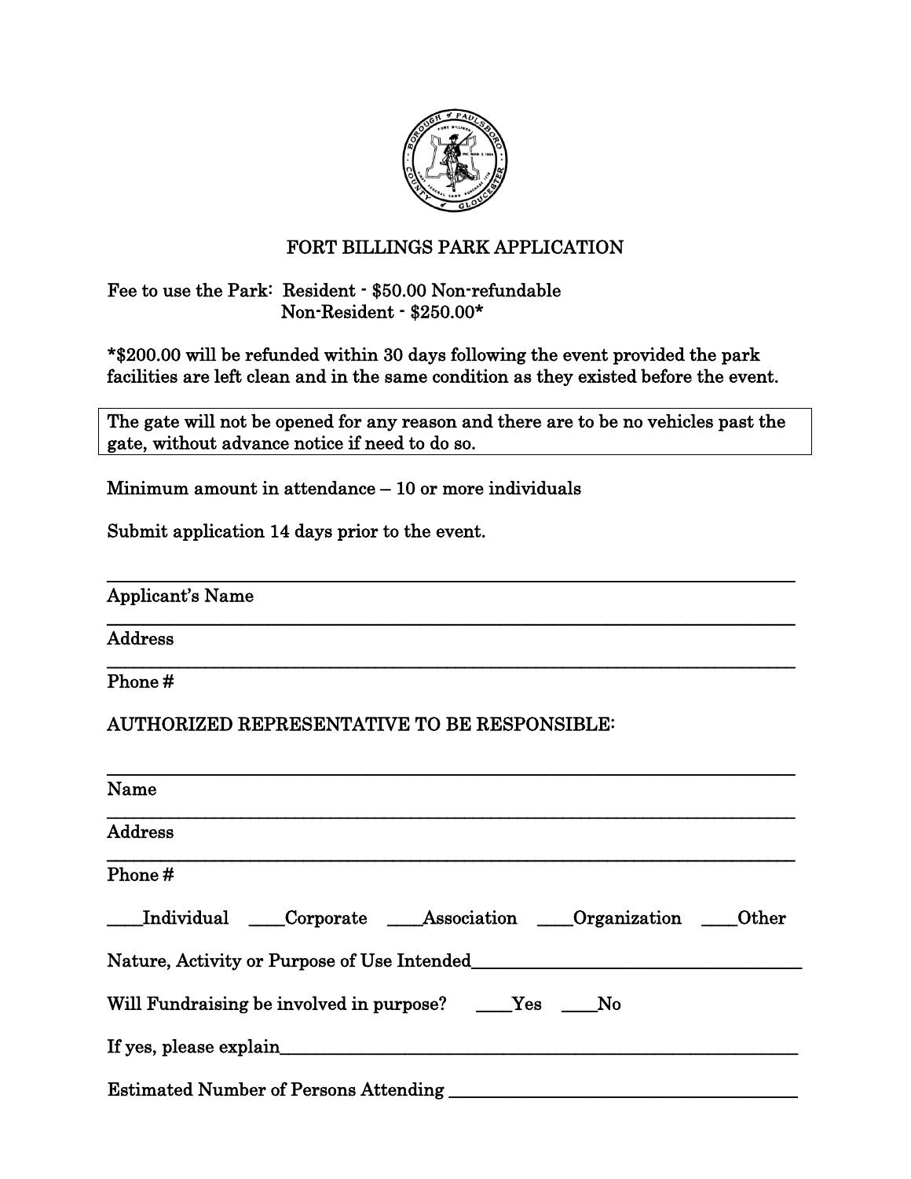# FORT BILLINGS PARK APPLICATION

Fee to use the Park: Resident - $50.00 Non-refundable
Non-Resident - $250.00*

*$200.00 will be refunded within 30 days following the event provided the park facilities are left clean and in the same condition as they existed before the event.

The gate will not be opened for any reason and there are to be no vehicles past the gate, without advance notice if need to do so.

Minimum amount in attendance – 10 or more individuals

Submit application 14 days prior to the event.

______________________________________________
Applicant's Name
______________________________________________
Address
______________________________________________
Phone #

AUTHORIZED REPRESENTATIVE TO BE RESPONSIBLE:

______________________________________________
Name
______________________________________________
Address
______________________________________________
Phone #

____Individual ____Corporate ____Association ____Organization ____Other

Nature, Activity or Purpose of Use Intended______________________________

Will Fundraising be involved in purpose? ____Yes ____No

If yes, please explain______________________________________________

Estimated Number of Persons Attending ______________________________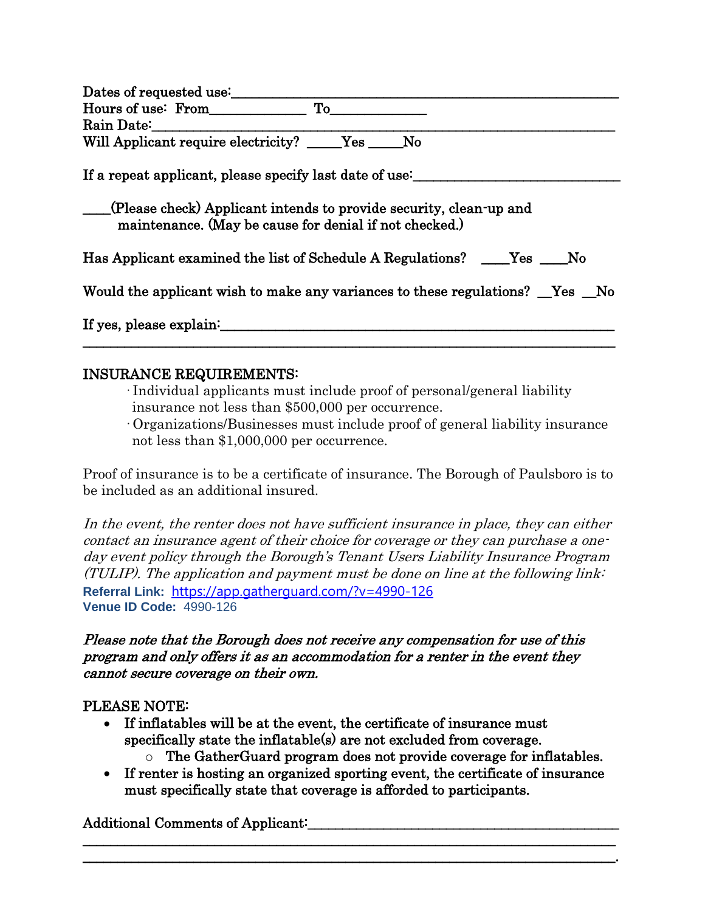Dates of requested use:_______________________________________________

Hours of use: From____________ To____________

Rain Date:__________________________________________________________

Will Applicant require electricity? _____Yes _____No

If a repeat applicant, please specify last date of use:___________________________

____(Please check) Applicant intends to provide security, clean-up and maintenance. (May be cause for denial if not checked.)

Has Applicant examined the list of Schedule A Regulations? ____Yes ____No

Would the applicant wish to make any variances to these regulations? __Yes __No

If yes, please explain:_____________________________________________________

______________________________________________________________________

INSURANCE REQUIREMENTS:

- Individual applicants must include proof of personal/general liability insurance not less than $500,000 per occurrence.
- Organizations/Businesses must include proof of general liability insurance not less than $1,000,000 per occurrence.

Proof of insurance is to be a certificate of insurance. The Borough of Paulsboro is to be included as an additional insured.

*In the event, the renter does not have sufficient insurance in place, they can either contact an insurance agent of their choice for coverage or they can purchase a one-day event policy through the Borough's Tenant Users Liability Insurance Program (TULIP). The application and payment must be done on line at the following link:*

**Referral Link:** https://app.gatherguard.com/?v=4990-126

**Venue ID Code:** 4990-126

***Please note that the Borough does not receive any compensation for use of this program and only offers it as an accommodation for a renter in the event they cannot secure coverage on their own.***

PLEASE NOTE:

- **If inflatables will be at the event, the certificate of insurance must specifically state the inflatable(s) are not excluded from coverage.**
  - **The GatherGuard program does not provide coverage for inflatables.**
- **If renter is hosting an organized sporting event, the certificate of insurance must specifically state that coverage is afforded to participants.**

Additional Comments of Applicant:_______________________________________

______________________________________________________________________

______________________________________________________________________.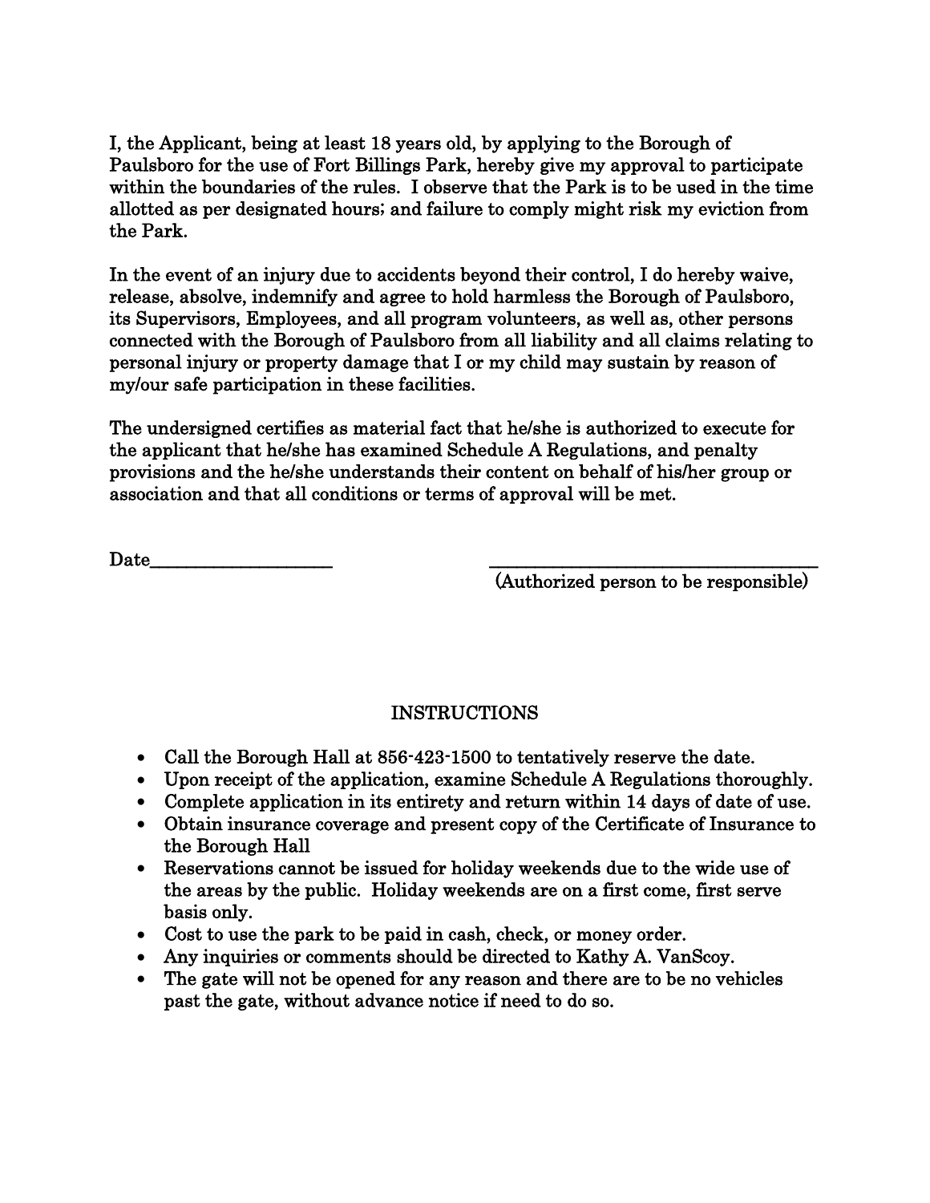I, the Applicant, being at least 18 years old, by applying to the Borough of Paulsboro for the use of Fort Billings Park, hereby give my approval to participate within the boundaries of the rules. I observe that the Park is to be used in the time allotted as per designated hours; and failure to comply might risk my eviction from the Park.

In the event of an injury due to accidents beyond their control, I do hereby waive, release, absolve, indemnify and agree to hold harmless the Borough of Paulsboro, its Supervisors, Employees, and all program volunteers, as well as, other persons connected with the Borough of Paulsboro from all liability and all claims relating to personal injury or property damage that I or my child may sustain by reason of my/our safe participation in these facilities.

The undersigned certifies as material fact that he/she is authorized to execute for the applicant that he/she has examined Schedule A Regulations, and penalty provisions and the he/she understands their content on behalf of his/her group or association and that all conditions or terms of approval will be met.

Date\_\_\_\_\_\_\_\_\_\_\_\_\_\_\_\_\_\_\_\_ \_\_\_\_\_\_\_\_\_\_\_\_\_\_\_\_\_\_\_\_\_\_\_\_\_\_\_\_\_\_\_\_\_\_\_\_
(Authorized person to be responsible)

## INSTRUCTIONS

- Call the Borough Hall at 856-423-1500 to tentatively reserve the date.
- Upon receipt of the application, examine Schedule A Regulations thoroughly.
- Complete application in its entirety and return within 14 days of date of use.
- Obtain insurance coverage and present copy of the Certificate of Insurance to the Borough Hall
- Reservations cannot be issued for holiday weekends due to the wide use of the areas by the public. Holiday weekends are on a first come, first serve basis only.
- Cost to use the park to be paid in cash, check, or money order.
- Any inquiries or comments should be directed to Kathy A. VanScoy.
- The gate will not be opened for any reason and there are to be no vehicles past the gate, without advance notice if need to do so.